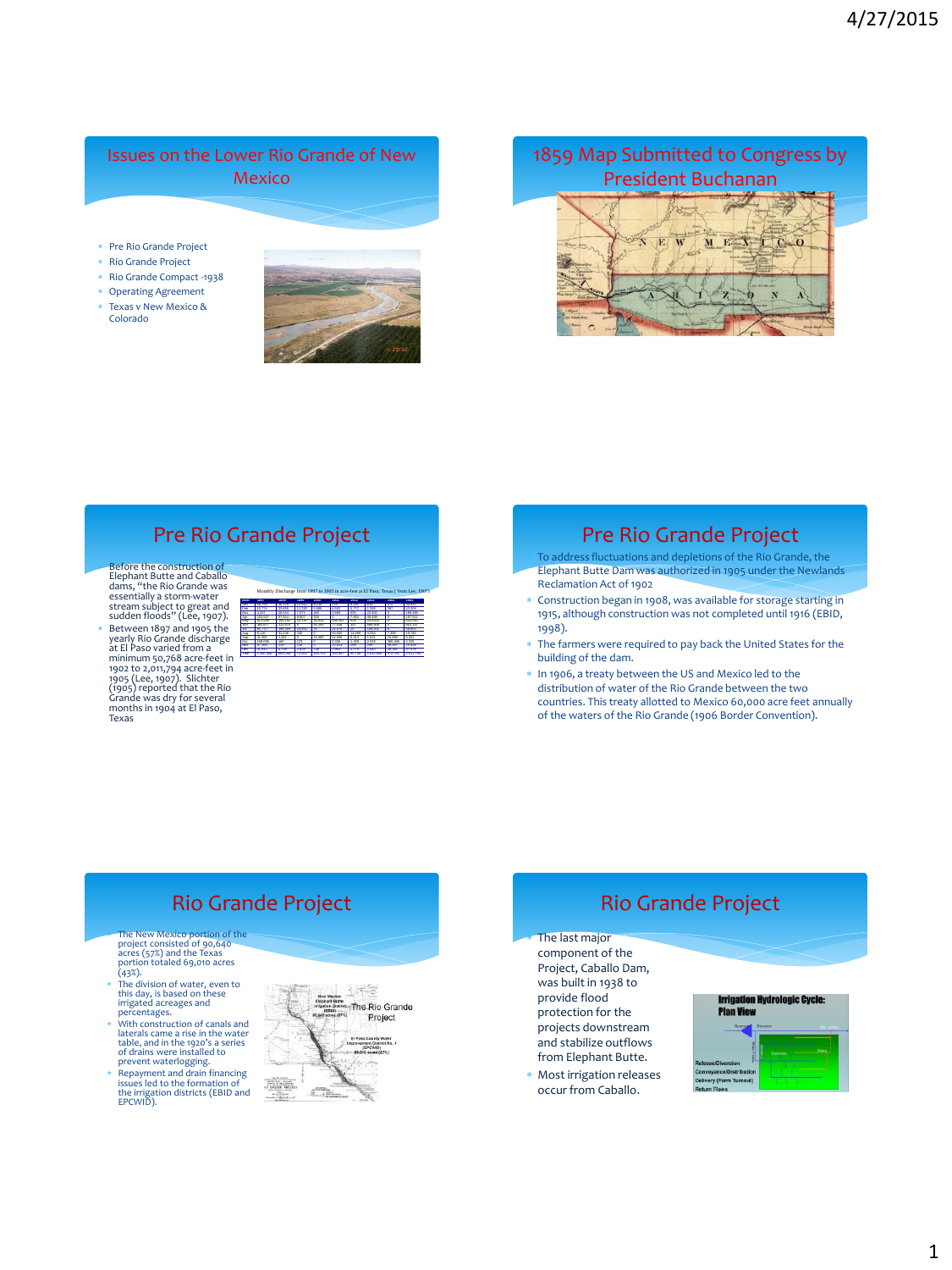## Issues on the Lower Rio Grande of New Mexico

- Pre Rio Grande Project
- Rio Grande Project
- Rio Grande Compact -1938
- Operating Agreement
- Texas v New Mexico & Colorado

## 1859 Map Submitted to Congress by President Buchanan

## Pre Rio Grande Project

- Before the construction of Elephant Butte and Caballo dams, "the Rio Grande was essentially a storm-water stream subject to great and sudden floods" (Lee, 1907).
- Between 1897 and 1905 the yearly Rio Grande discharge at El Paso varied from a minimum 50,768 acre-feet in 1902 to 2,011,794 acre-feet in 1905 (Lee, 1907). Slichter (1905) reported that the Rio Grande was dry for several months in 1904 at El Paso, Texas

Monthly Discharge from 1897 to 1905 in acre-feet at El Paso, Texas ( from Lee, 1907)

## Pre Rio Grande Project

- To address fluctuations and depletions of the Rio Grande, the Elephant Butte Dam was authorized in 1905 under the Newlands Reclamation Act of 1902
- Construction began in 1908, was available for storage starting in 1915, although construction was not completed until 1916 (EBID, 1998).
- The farmers were required to pay back the United States for the building of the dam.
- In 1906, a treaty between the US and Mexico led to the distribution of water of the Rio Grande between the two countries. This treaty allotted to Mexico 60,000 acre feet annually of the waters of the Rio Grande (1906 Border Convention).

## Rio Grande Project

- The New Mexico portion of the project consisted of 90,640 acres (57%) and the Texas portion totaled 69,010 acres (43%).
- The division of water, even to this day, is based on these irrigated acreages and percentages.
- With construction of canals and laterals came a rise in the water table, and in the 1920's a series of drains were installed to prevent waterlogging.
- Repayment and drain financing issues led to the formation of the irrigation districts (EBID and EPCWID).

## Rio Grande Project

- The last major component of the Project, Caballo Dam, was built in 1938 to provide flood protection for the projects downstream and stabilize outflows from Elephant Butte.
- Most irrigation releases occur from Caballo.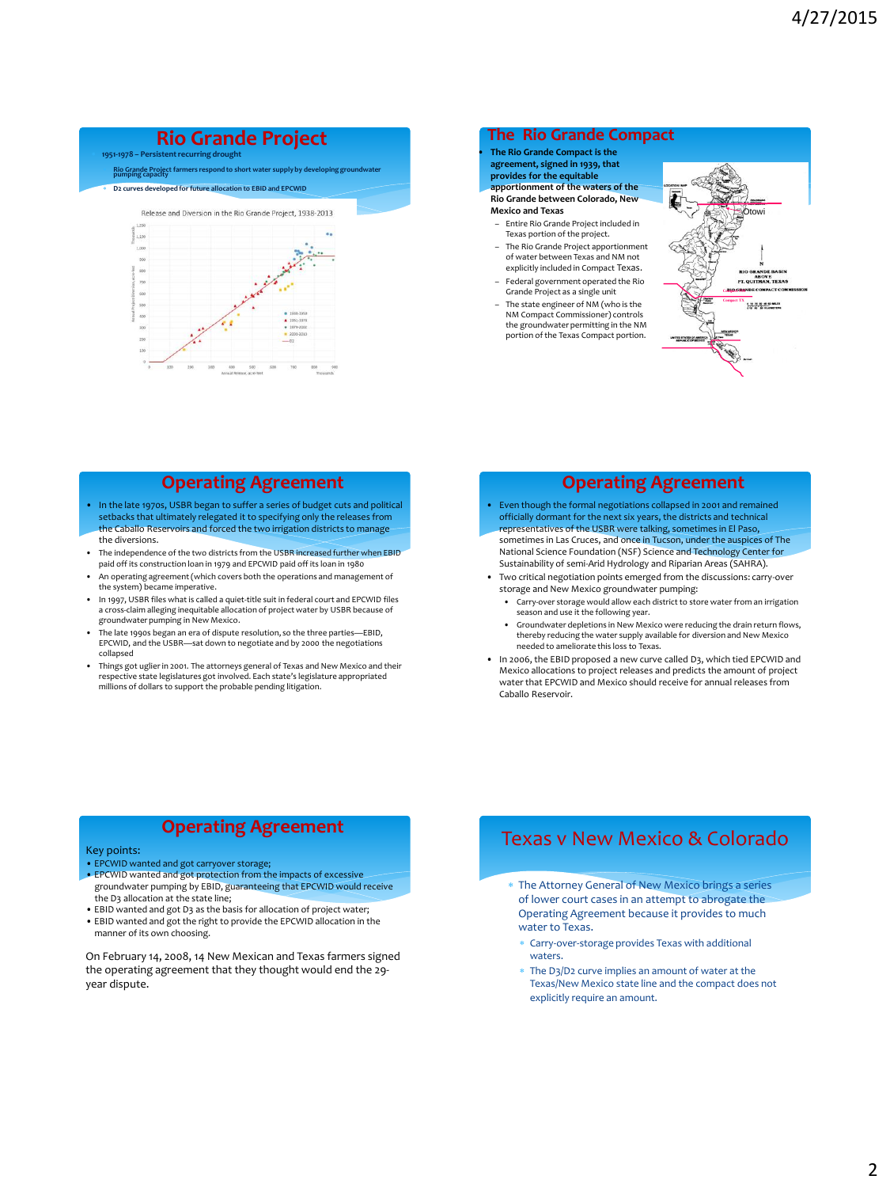# Rio Grande Project

- 1951-1978 – Persistent recurring drought
  - Rio Grande Project farmers respond to short water supply by developing groundwater pumping capacity
  - D2 curves developed for future allocation to EBID and EPCWID

Release and Diversion in the Rio Grande Project, 1938-2013

# The Rio Grande Compact

- **The Rio Grande Compact is the agreement, signed in 1939, that provides for the equitable apportionment of the waters of the Rio Grande between Colorado, New Mexico and Texas**
  - Entire Rio Grande Project included in Texas portion of the project.
  - The Rio Grande Project apportionment of water between Texas and NM not explicitly included in Compact Texas.
  - Federal government operated the Rio Grande Project as a single unit
  - The state engineer of NM (who is the NM Compact Commissioner) controls the groundwater permitting in the NM portion of the Texas Compact portion.

# Operating Agreement

- In the late 1970s, USBR began to suffer a series of budget cuts and political setbacks that ultimately relegated it to specifying only the releases from the Caballo Reservoirs and forced the two irrigation districts to manage the diversions.
- The independence of the two districts from the USBR increased further when EBID paid off its construction loan in 1979 and EPCWID paid off its loan in 1980
- An operating agreement (which covers both the operations and management of the system) became imperative.
- In 1997, USBR files what is called a quiet-title suit in federal court and EPCWID files a cross-claim alleging inequitable allocation of project water by USBR because of groundwater pumping in New Mexico.
- The late 1990s began an era of dispute resolution, so the three parties—EBID, EPCWID, and the USBR—sat down to negotiate and by 2000 the negotiations collapsed
- Things got uglier in 2001. The attorneys general of Texas and New Mexico and their respective state legislatures got involved. Each state's legislature appropriated millions of dollars to support the probable pending litigation.

# Operating Agreement

- Even though the formal negotiations collapsed in 2001 and remained officially dormant for the next six years, the districts and technical representatives of the USBR were talking, sometimes in El Paso, sometimes in Las Cruces, and once in Tucson, under the auspices of The National Science Foundation (NSF) Science and Technology Center for Sustainability of semi-Arid Hydrology and Riparian Areas (SAHRA).
- Two critical negotiation points emerged from the discussions: carry-over storage and New Mexico groundwater pumping:
  - Carry-over storage would allow each district to store water from an irrigation season and use it the following year.
  - Groundwater depletions in New Mexico were reducing the drain return flows, thereby reducing the water supply available for diversion and New Mexico needed to ameliorate this loss to Texas.
- In 2006, the EBID proposed a new curve called D3, which tied EPCWID and Mexico allocations to project releases and predicts the amount of project water that EPCWID and Mexico should receive for annual releases from Caballo Reservoir.

# Operating Agreement

Key points:

- EPCWID wanted and got carryover storage;
- EPCWID wanted and got protection from the impacts of excessive groundwater pumping by EBID, guaranteeing that EPCWID would receive the D3 allocation at the state line;
- EBID wanted and got D3 as the basis for allocation of project water;
- EBID wanted and got the right to provide the EPCWID allocation in the manner of its own choosing.

On February 14, 2008, 14 New Mexican and Texas farmers signed the operating agreement that they thought would end the 29-year dispute.

# Texas v New Mexico & Colorado

- The Attorney General of New Mexico brings a series of lower court cases in an attempt to abrogate the Operating Agreement because it provides to much water to Texas.
  - Carry-over-storage provides Texas with additional waters.
  - The D3/D2 curve implies an amount of water at the Texas/New Mexico state line and the compact does not explicitly require an amount.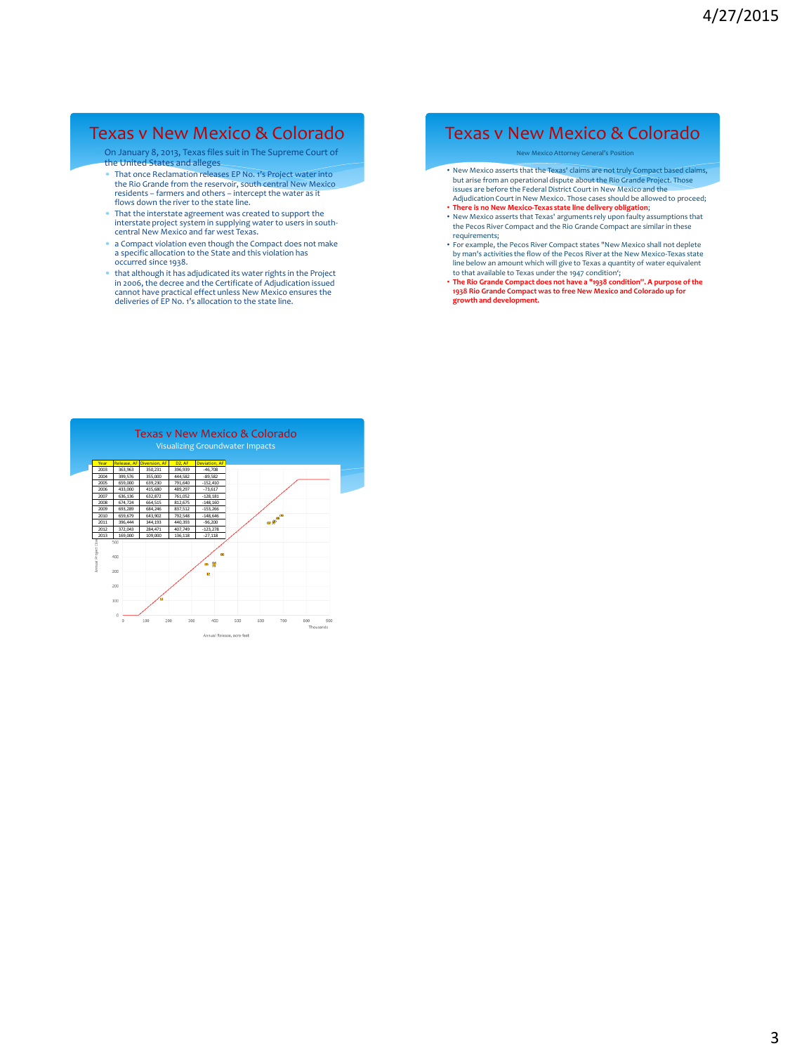# Texas v New Mexico & Colorado

On January 8, 2013, Texas files suit in The Supreme Court of the United States and alleges

- That once Reclamation releases EP No. 1's Project water into the Rio Grande from the reservoir, south central New Mexico residents – farmers and others – intercept the water as it flows down the river to the state line.
- That the interstate agreement was created to support the interstate project system in supplying water to users in south-central New Mexico and far west Texas.
- a Compact violation even though the Compact does not make a specific allocation to the State and this violation has occurred since 1938.
- that although it has adjudicated its water rights in the Project in 2006, the decree and the Certificate of Adjudication issued cannot have practical effect unless New Mexico ensures the deliveries of EP No. 1's allocation to the state line.

# Texas v New Mexico & Colorado

New Mexico Attorney General's Position

- New Mexico asserts that the Texas' claims are not truly Compact based claims, but arise from an operational dispute about the Rio Grande Project. Those issues are before the Federal District Court in New Mexico and the Adjudication Court in New Mexico. Those cases should be allowed to proceed;
- **There is no New Mexico-Texas state line delivery obligation**;
- New Mexico asserts that Texas' arguments rely upon faulty assumptions that the Pecos River Compact and the Rio Grande Compact are similar in these requirements;
- For example, the Pecos River Compact states "New Mexico shall not deplete by man's activities the flow of the Pecos River at the New Mexico-Texas state line below an amount which will give to Texas a quantity of water equivalent to that available to Texas under the 1947 condition';
- **The Rio Grande Compact does not have a "1938 condition". A purpose of the 1938 Rio Grande Compact was to free New Mexico and Colorado up for growth and development.**

# Texas v New Mexico & Colorado

Visualizing Groundwater Impacts

| Year | Release, AF | Diversion, AF | D2, AF | Deviation, AF |
|---|---|---|---|---|
| 2003 | 363,963 | 350,231 | 396,939 | -46,708 |
| 2004 | 399,576 | 355,000 | 444,582 | -89,582 |
| 2005 | 659,000 | 639,230 | 791,640 | -152,410 |
| 2006 | 433,000 | 415,680 | 489,297 | -73,617 |
| 2007 | 636,136 | 632,872 | 761,052 | -128,181 |
| 2008 | 674,724 | 664,515 | 812,675 | -148,160 |
| 2009 | 693,289 | 684,246 | 837,512 | -153,266 |
| 2010 | 659,679 | 643,902 | 792,548 | -148,646 |
| 2011 | 396,444 | 344,193 | 440,393 | -96,200 |
| 2012 | 372,043 | 284,471 | 407,749 | -123,278 |
| 2013 | 169,000 | 109,000 | 136,118 | -27,118 |

Annual Project Diversion
0
100
200
300
400
500
0 100 200 300 400 500 600 700 800 900
Thousands
Annual Release, acre-feet